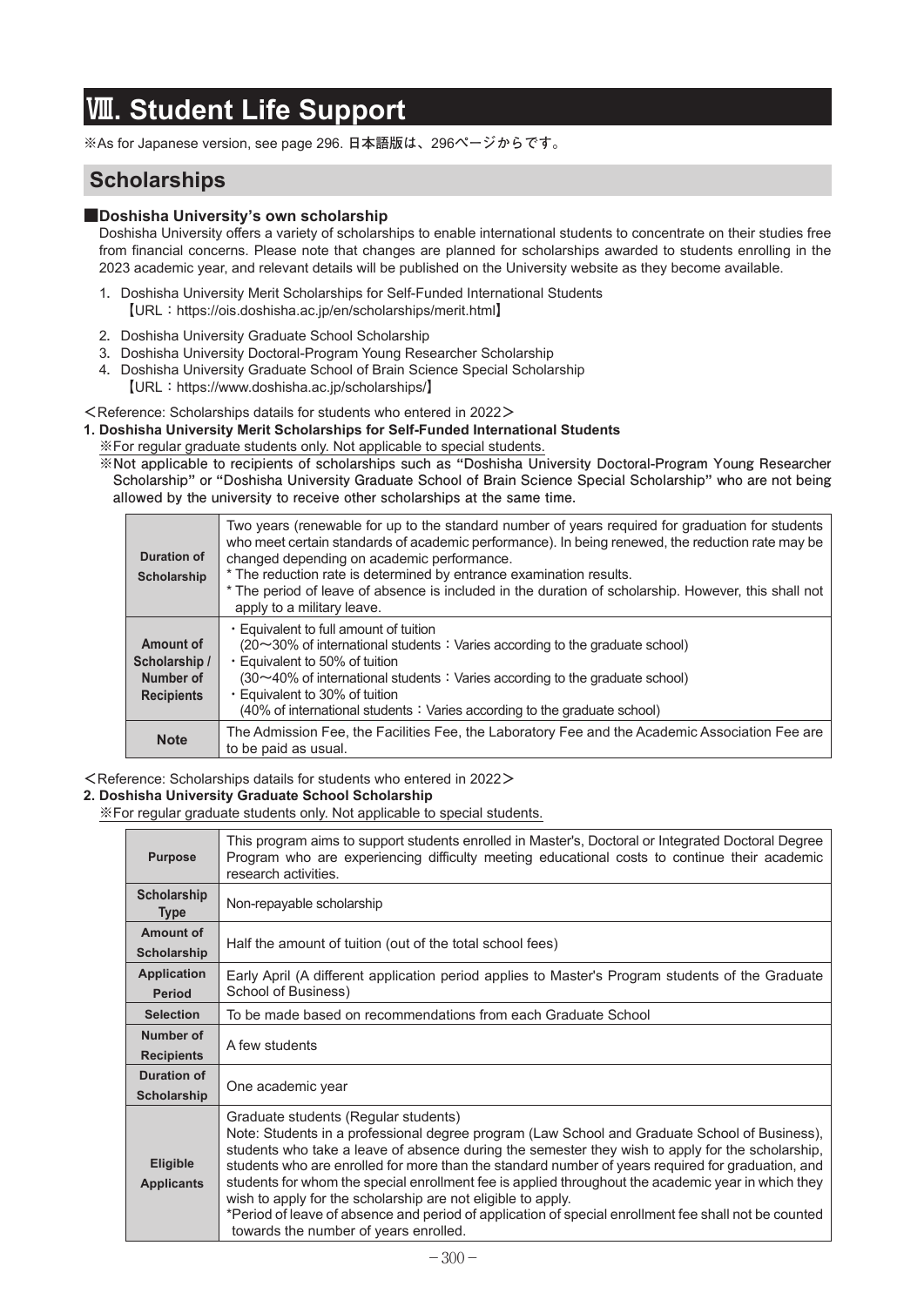# Ⅷ. Student Life Support

※As for Japanese version, see page 296. 日本語版は、296ページからです。

## Scholarships

### ■Doshisha University's own scholarship

Doshisha University offers a variety of scholarships to enable international students to concentrate on their studies free from financial concerns. Please note that changes are planned for scholarships awarded to students enrolling in the 2023 academic year, and relevant details will be published on the University website as they become available.

1. Doshisha University Merit Scholarships for Self-Funded International Students
   【URL：https://ois.doshisha.ac.jp/en/scholarships/merit.html】
2. Doshisha University Graduate School Scholarship
3. Doshisha University Doctoral-Program Young Researcher Scholarship
4. Doshisha University Graduate School of Brain Science Special Scholarship
   【URL：https://www.doshisha.ac.jp/scholarships/】

＜Reference: Scholarships datails for students who entered in 2022＞

**1. Doshisha University Merit Scholarships for Self-Funded International Students**

※For regular graduate students only. Not applicable to special students.

**※Not applicable to recipients of scholarships such as "Doshisha University Doctoral-Program Young Researcher Scholarship" or "Doshisha University Graduate School of Brain Science Special Scholarship" who are not being allowed by the university to receive other scholarships at the same time.**

| | |
|---|---|
| **Duration of Scholarship** | Two years (renewable for up to the standard number of years required for graduation for students who meet certain standards of academic performance). In being renewed, the reduction rate may be changed depending on academic performance.<br>* The reduction rate is determined by entrance examination results.<br>* The period of leave of absence is included in the duration of scholarship. However, this shall not apply to a military leave. |
| **Amount of Scholarship / Number of Recipients** | ・Equivalent to full amount of tuition<br>(20～30% of international students：Varies according to the graduate school)<br>・Equivalent to 50% of tuition<br>(30～40% of international students：Varies according to the graduate school)<br>・Equivalent to 30% of tuition<br>(40% of international students：Varies according to the graduate school) |
| **Note** | The Admission Fee, the Facilities Fee, the Laboratory Fee and the Academic Association Fee are to be paid as usual. |

＜Reference: Scholarships datails for students who entered in 2022＞

**2. Doshisha University Graduate School Scholarship**

※For regular graduate students only. Not applicable to special students.

| | |
|---|---|
| **Purpose** | This program aims to support students enrolled in Master's, Doctoral or Integrated Doctoral Degree Program who are experiencing difficulty meeting educational costs to continue their academic research activities. |
| **Scholarship Type** | Non-repayable scholarship |
| **Amount of Scholarship** | Half the amount of tuition (out of the total school fees) |
| **Application Period** | Early April (A different application period applies to Master's Program students of the Graduate School of Business) |
| **Selection** | To be made based on recommendations from each Graduate School |
| **Number of Recipients** | A few students |
| **Duration of Scholarship** | One academic year |
| **Eligible Applicants** | Graduate students (Regular students)<br>Note: Students in a professional degree program (Law School and Graduate School of Business), students who take a leave of absence during the semester they wish to apply for the scholarship, students who are enrolled for more than the standard number of years required for graduation, and students for whom the special enrollment fee is applied throughout the academic year in which they wish to apply for the scholarship are not eligible to apply.<br>*Period of leave of absence and period of application of special enrollment fee shall not be counted towards the number of years enrolled. |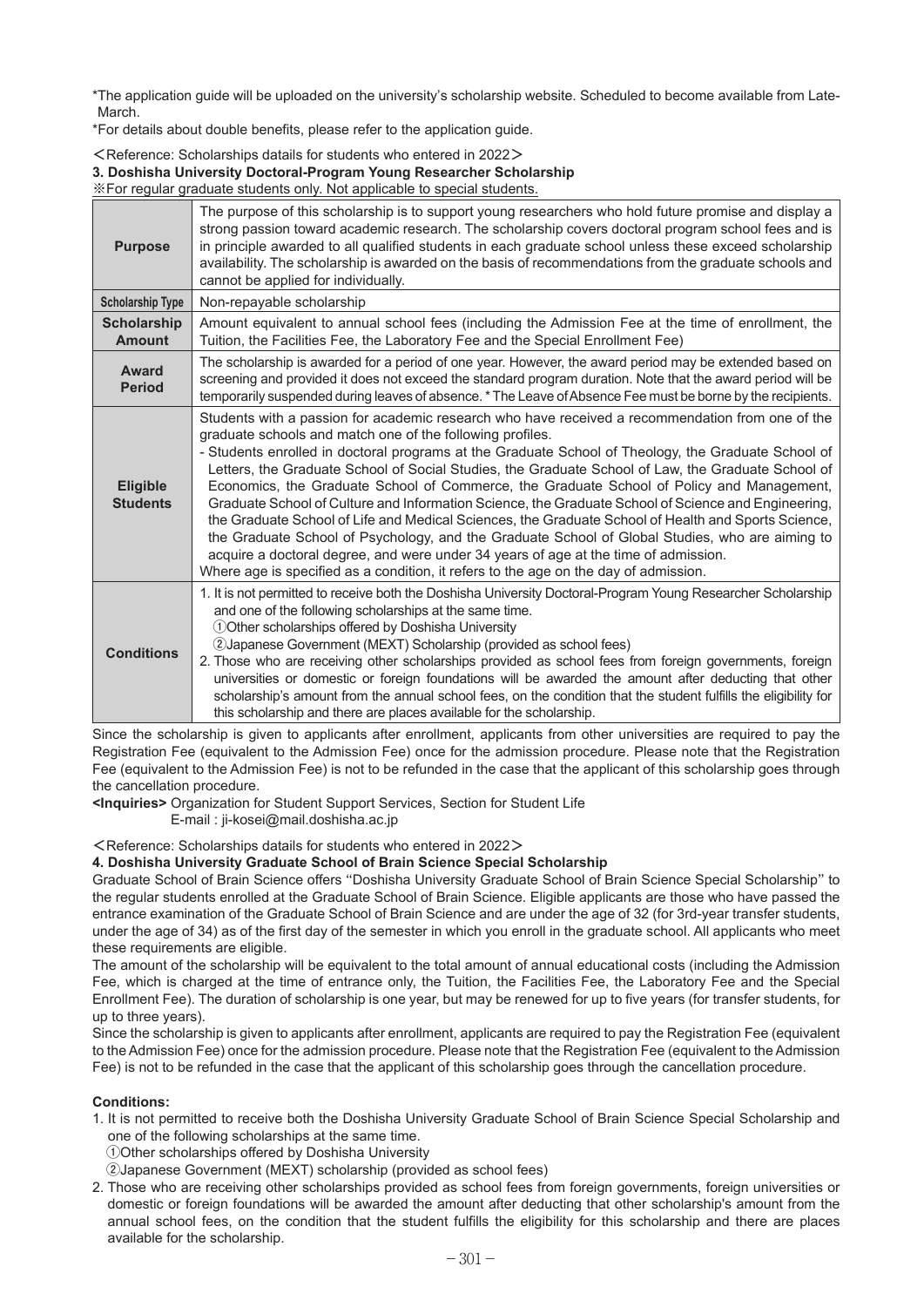*The application guide will be uploaded on the university's scholarship website. Scheduled to become available from Late-March.

*For details about double benefits, please refer to the application guide.

＜Reference: Scholarships datails for students who entered in 2022＞

### 3. Doshisha University Doctoral-Program Young Researcher Scholarship

※For regular graduate students only. Not applicable to special students.

| | |
|---|---|
| **Purpose** | The purpose of this scholarship is to support young researchers who hold future promise and display a strong passion toward academic research. The scholarship covers doctoral program school fees and is in principle awarded to all qualified students in each graduate school unless these exceed scholarship availability. The scholarship is awarded on the basis of recommendations from the graduate schools and cannot be applied for individually. |
| **Scholarship Type** | Non-repayable scholarship |
| **Scholarship Amount** | Amount equivalent to annual school fees (including the Admission Fee at the time of enrollment, the Tuition, the Facilities Fee, the Laboratory Fee and the Special Enrollment Fee) |
| **Award Period** | The scholarship is awarded for a period of one year. However, the award period may be extended based on screening and provided it does not exceed the standard program duration. Note that the award period will be temporarily suspended during leaves of absence. * The Leave of Absence Fee must be borne by the recipients. |
| **Eligible Students** | Students with a passion for academic research who have received a recommendation from one of the graduate schools and match one of the following profiles.<br>- Students enrolled in doctoral programs at the Graduate School of Theology, the Graduate School of Letters, the Graduate School of Social Studies, the Graduate School of Law, the Graduate School of Economics, the Graduate School of Commerce, the Graduate School of Policy and Management, Graduate School of Culture and Information Science, the Graduate School of Science and Engineering, the Graduate School of Life and Medical Sciences, the Graduate School of Health and Sports Science, the Graduate School of Psychology, and the Graduate School of Global Studies, who are aiming to acquire a doctoral degree, and were under 34 years of age at the time of admission.<br>Where age is specified as a condition, it refers to the age on the day of admission. |
| **Conditions** | 1. It is not permitted to receive both the Doshisha University Doctoral-Program Young Researcher Scholarship and one of the following scholarships at the same time.<br>①Other scholarships offered by Doshisha University<br>②Japanese Government (MEXT) Scholarship (provided as school fees)<br>2. Those who are receiving other scholarships provided as school fees from foreign governments, foreign universities or domestic or foreign foundations will be awarded the amount after deducting that other scholarship's amount from the annual school fees, on the condition that the student fulfills the eligibility for this scholarship and there are places available for the scholarship. |

Since the scholarship is given to applicants after enrollment, applicants from other universities are required to pay the Registration Fee (equivalent to the Admission Fee) once for the admission procedure. Please note that the Registration Fee (equivalent to the Admission Fee) is not to be refunded in the case that the applicant of this scholarship goes through the cancellation procedure.

**<Inquiries>** Organization for Student Support Services, Section for Student Life
E-mail : ji-kosei@mail.doshisha.ac.jp

＜Reference: Scholarships datails for students who entered in 2022＞

### 4. Doshisha University Graduate School of Brain Science Special Scholarship

Graduate School of Brain Science offers ''Doshisha University Graduate School of Brain Science Special Scholarship'' to the regular students enrolled at the Graduate School of Brain Science. Eligible applicants are those who have passed the entrance examination of the Graduate School of Brain Science and are under the age of 32 (for 3rd-year transfer students, under the age of 34) as of the first day of the semester in which you enroll in the graduate school. All applicants who meet these requirements are eligible.

The amount of the scholarship will be equivalent to the total amount of annual educational costs (including the Admission Fee, which is charged at the time of entrance only, the Tuition, the Facilities Fee, the Laboratory Fee and the Special Enrollment Fee). The duration of scholarship is one year, but may be renewed for up to five years (for transfer students, for up to three years).

Since the scholarship is given to applicants after enrollment, applicants are required to pay the Registration Fee (equivalent to the Admission Fee) once for the admission procedure. Please note that the Registration Fee (equivalent to the Admission Fee) is not to be refunded in the case that the applicant of this scholarship goes through the cancellation procedure.

**Conditions:**

1. It is not permitted to receive both the Doshisha University Graduate School of Brain Science Special Scholarship and one of the following scholarships at the same time.
   ①Other scholarships offered by Doshisha University
   ②Japanese Government (MEXT) scholarship (provided as school fees)
2. Those who are receiving other scholarships provided as school fees from foreign governments, foreign universities or domestic or foreign foundations will be awarded the amount after deducting that other scholarship's amount from the annual school fees, on the condition that the student fulfills the eligibility for this scholarship and there are places available for the scholarship.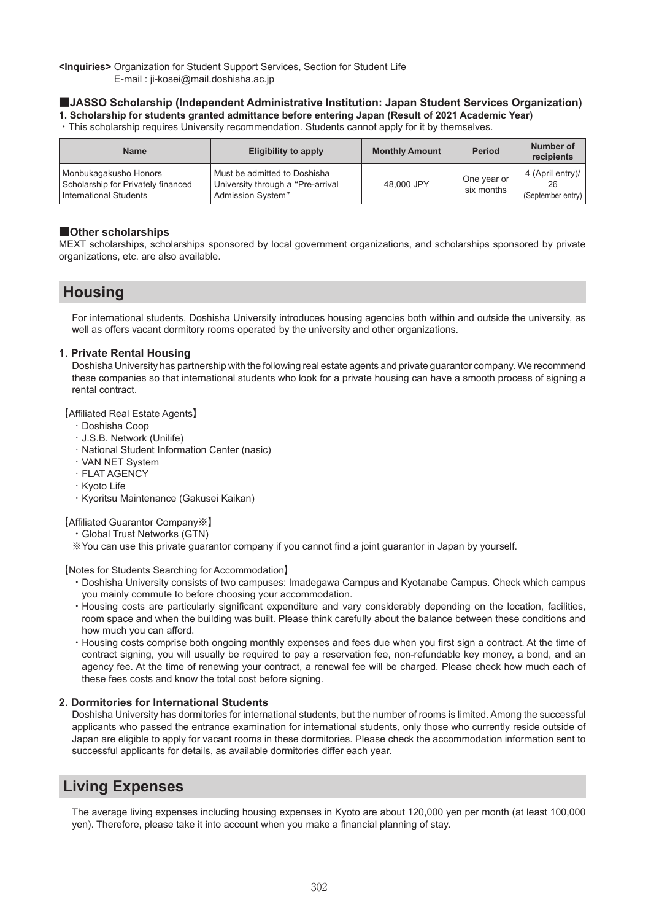**<Inquiries>** Organization for Student Support Services, Section for Student Life
E-mail : ji-kosei@mail.doshisha.ac.jp

### ■JASSO Scholarship (Independent Administrative Institution: Japan Student Services Organization)

**1. Scholarship for students granted admittance before entering Japan (Result of 2021 Academic Year)**

・This scholarship requires University recommendation. Students cannot apply for it by themselves.

| Name | Eligibility to apply | Monthly Amount | Period | Number of recipients |
|---|---|---|---|---|
| Monbukagakusho Honors Scholarship for Privately financed International Students | Must be admitted to Doshisha University through a "Pre-arrival Admission System" | 48,000 JPY | One year or six months | 4 (April entry)/ 26 (September entry) |

### ■Other scholarships

MEXT scholarships, scholarships sponsored by local government organizations, and scholarships sponsored by private organizations, etc. are also available.

## Housing

For international students, Doshisha University introduces housing agencies both within and outside the university, as well as offers vacant dormitory rooms operated by the university and other organizations.

### 1. Private Rental Housing

Doshisha University has partnership with the following real estate agents and private guarantor company. We recommend these companies so that international students who look for a private housing can have a smooth process of signing a rental contract.

【Affiliated Real Estate Agents】

- Doshisha Coop
- J.S.B. Network (Unilife)
- National Student Information Center (nasic)
- VAN NET System
- FLAT AGENCY
- Kyoto Life
- Kyoritsu Maintenance (Gakusei Kaikan)

【Affiliated Guarantor Company※】

- Global Trust Networks (GTN)

※You can use this private guarantor company if you cannot find a joint guarantor in Japan by yourself.

【Notes for Students Searching for Accommodation】

- Doshisha University consists of two campuses: Imadegawa Campus and Kyotanabe Campus. Check which campus you mainly commute to before choosing your accommodation.
- Housing costs are particularly significant expenditure and vary considerably depending on the location, facilities, room space and when the building was built. Please think carefully about the balance between these conditions and how much you can afford.
- Housing costs comprise both ongoing monthly expenses and fees due when you first sign a contract. At the time of contract signing, you will usually be required to pay a reservation fee, non-refundable key money, a bond, and an agency fee. At the time of renewing your contract, a renewal fee will be charged. Please check how much each of these fees costs and know the total cost before signing.

### 2. Dormitories for International Students

Doshisha University has dormitories for international students, but the number of rooms is limited. Among the successful applicants who passed the entrance examination for international students, only those who currently reside outside of Japan are eligible to apply for vacant rooms in these dormitories. Please check the accommodation information sent to successful applicants for details, as available dormitories differ each year.

## Living Expenses

The average living expenses including housing expenses in Kyoto are about 120,000 yen per month (at least 100,000 yen). Therefore, please take it into account when you make a financial planning of stay.